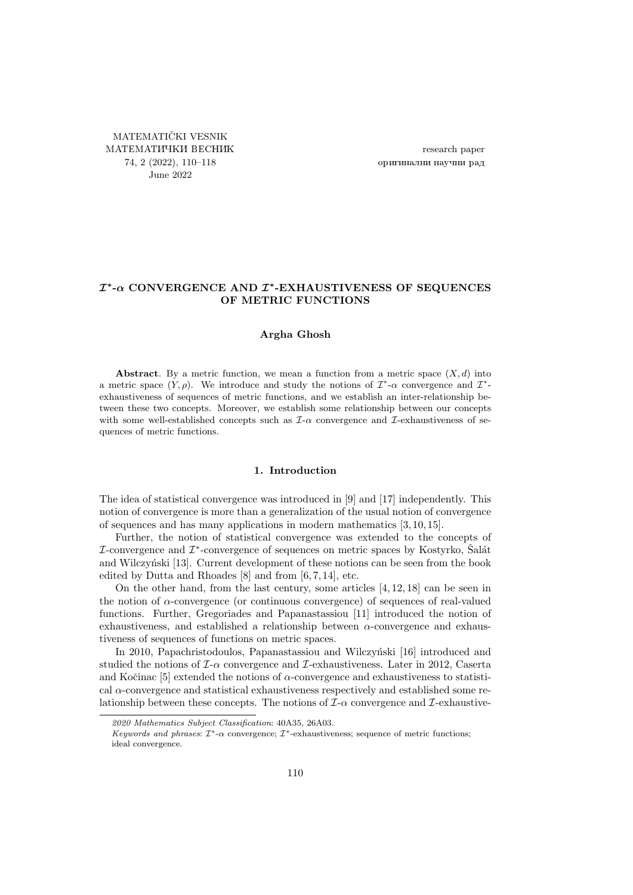# $\mathcal{I}^*$-$\alpha$ CONVERGENCE AND $\mathcal{I}^*$-EXHAUSTIVENESS OF SEQUENCES OF METRIC FUNCTIONS

**Argha Ghosh**

**Abstract**. By a metric function, we mean a function from a metric space $(X, d)$ into a metric space $(Y, \rho)$. We introduce and study the notions of $\mathcal{I}^*$-$\alpha$ convergence and $\mathcal{I}^*$-exhaustiveness of sequences of metric functions, and we establish an inter-relationship between these two concepts. Moreover, we establish some relationship between our concepts with some well-established concepts such as $\mathcal{I}$-$\alpha$ convergence and $\mathcal{I}$-exhaustiveness of sequences of metric functions.

## 1. Introduction

The idea of statistical convergence was introduced in [9] and [17] independently. This notion of convergence is more than a generalization of the usual notion of convergence of sequences and has many applications in modern mathematics [3, 10, 15].

Further, the notion of statistical convergence was extended to the concepts of $\mathcal{I}$-convergence and $\mathcal{I}^*$-convergence of sequences on metric spaces by Kostyrko, Šalát and Wilczyński [13]. Current development of these notions can be seen from the book edited by Dutta and Rhoades [8] and from [6, 7, 14], etc.

On the other hand, from the last century, some articles [4, 12, 18] can be seen in the notion of $\alpha$-convergence (or continuous convergence) of sequences of real-valued functions. Further, Gregoriades and Papanastassiou [11] introduced the notion of exhaustiveness, and established a relationship between $\alpha$-convergence and exhaustiveness of sequences of functions on metric spaces.

In 2010, Papachristodoulos, Papanastassiou and Wilczyński [16] introduced and studied the notions of $\mathcal{I}$-$\alpha$ convergence and $\mathcal{I}$-exhaustiveness. Later in 2012, Caserta and Kočinac [5] extended the notions of $\alpha$-convergence and exhaustiveness to statistical $\alpha$-convergence and statistical exhaustiveness respectively and established some relationship between these concepts. The notions of $\mathcal{I}$-$\alpha$ convergence and $\mathcal{I}$-exhaustive-

*2020 Mathematics Subject Classification*: 40A35, 26A03.

*Keywords and phrases*: $\mathcal{I}^*$-$\alpha$ convergence; $\mathcal{I}^*$-exhaustiveness; sequence of metric functions; ideal convergence.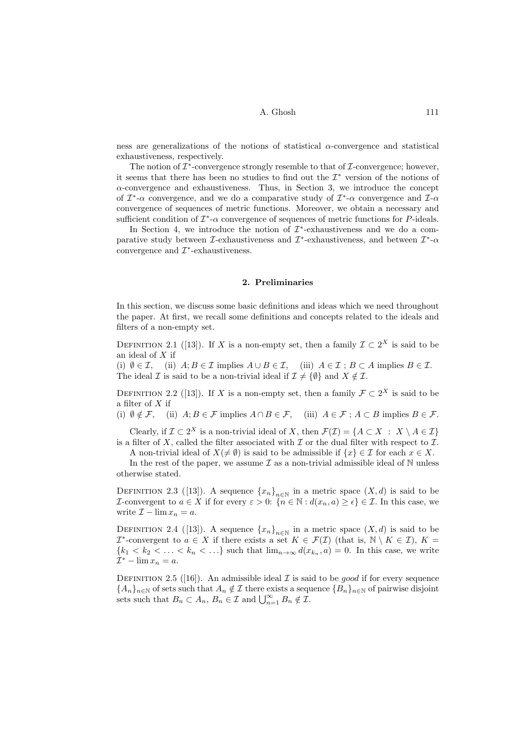ness are generalizations of the notions of statistical $\alpha$-convergence and statistical exhaustiveness, respectively.

The notion of $\mathcal{I}^*$-convergence strongly resemble to that of $\mathcal{I}$-convergence; however, it seems that there has been no studies to find out the $\mathcal{I}^*$ version of the notions of $\alpha$-convergence and exhaustiveness. Thus, in Section 3, we introduce the concept of $\mathcal{I}^*$-$\alpha$ convergence, and we do a comparative study of $\mathcal{I}^*$-$\alpha$ convergence and $\mathcal{I}$-$\alpha$ convergence of sequences of metric functions. Moreover, we obtain a necessary and sufficient condition of $\mathcal{I}^*$-$\alpha$ convergence of sequences of metric functions for $P$-ideals.

In Section 4, we introduce the notion of $\mathcal{I}^*$-exhaustiveness and we do a comparative study between $\mathcal{I}$-exhaustiveness and $\mathcal{I}^*$-exhaustiveness, and between $\mathcal{I}^*$-$\alpha$ convergence and $\mathcal{I}^*$-exhaustiveness.

## 2. Preliminaries

In this section, we discuss some basic definitions and ideas which we need throughout the paper. At first, we recall some definitions and concepts related to the ideals and filters of a non-empty set.

Definition 2.1 ([13]). If $X$ is a non-empty set, then a family $\mathcal{I} \subset 2^X$ is said to be an ideal of $X$ if
(i) $\emptyset \in \mathcal{I}$, (ii) $A; B \in \mathcal{I}$ implies $A \cup B \in \mathcal{I}$, (iii) $A \in \mathcal{I}$ ; $B \subset A$ implies $B \in \mathcal{I}$.
The ideal $\mathcal{I}$ is said to be a non-trivial ideal if $\mathcal{I} \neq \{\emptyset\}$ and $X \notin \mathcal{I}$.

Definition 2.2 ([13]). If $X$ is a non-empty set, then a family $\mathcal{F} \subset 2^X$ is said to be a filter of $X$ if
(i) $\emptyset \notin \mathcal{F}$, (ii) $A; B \in \mathcal{F}$ implies $A \cap B \in \mathcal{F}$, (iii) $A \in \mathcal{F}$ ; $A \subset B$ implies $B \in \mathcal{F}$.

Clearly, if $\mathcal{I} \subset 2^X$ is a non-trivial ideal of $X$, then $\mathcal{F}(\mathcal{I}) = \{A \subset X \ : \ X \setminus A \in \mathcal{I}\}$ is a filter of $X$, called the filter associated with $\mathcal{I}$ or the dual filter with respect to $\mathcal{I}$.

A non-trivial ideal of $X (\neq \emptyset)$ is said to be admissible if $\{x\} \in \mathcal{I}$ for each $x \in X$.

In the rest of the paper, we assume $\mathcal{I}$ as a non-trivial admissible ideal of $\mathbb{N}$ unless otherwise stated.

Definition 2.3 ([13]). A sequence $\{x_n\}_{n\in\mathbb{N}}$ in a metric space $(X, d)$ is said to be $\mathcal{I}$-convergent to $a \in X$ if for every $\varepsilon > 0$: $\{n \in \mathbb{N} : d(x_n, a) \geq \epsilon\} \in \mathcal{I}$. In this case, we write $\mathcal{I} - \lim x_n = a$.

Definition 2.4 ([13]). A sequence $\{x_n\}_{n\in\mathbb{N}}$ in a metric space $(X, d)$ is said to be $\mathcal{I}^*$-convergent to $a \in X$ if there exists a set $K \in \mathcal{F}(\mathcal{I})$ (that is, $\mathbb{N} \setminus K \in \mathcal{I}$), $K = \{k_1 < k_2 < \ldots < k_n < \ldots\}$ such that $\lim_{n\to\infty} d(x_{k_n}, a) = 0$. In this case, we write $\mathcal{I}^* - \lim x_n = a$.

Definition 2.5 ([16]). An admissible ideal $\mathcal{I}$ is said to be *good* if for every sequence $\{A_n\}_{n\in\mathbb{N}}$ of sets such that $A_n \notin \mathcal{I}$ there exists a sequence $\{B_n\}_{n\in\mathbb{N}}$ of pairwise disjoint sets such that $B_n \subset A_n$, $B_n \in \mathcal{I}$ and $\bigcup_{n=1}^{\infty} B_n \notin \mathcal{I}$.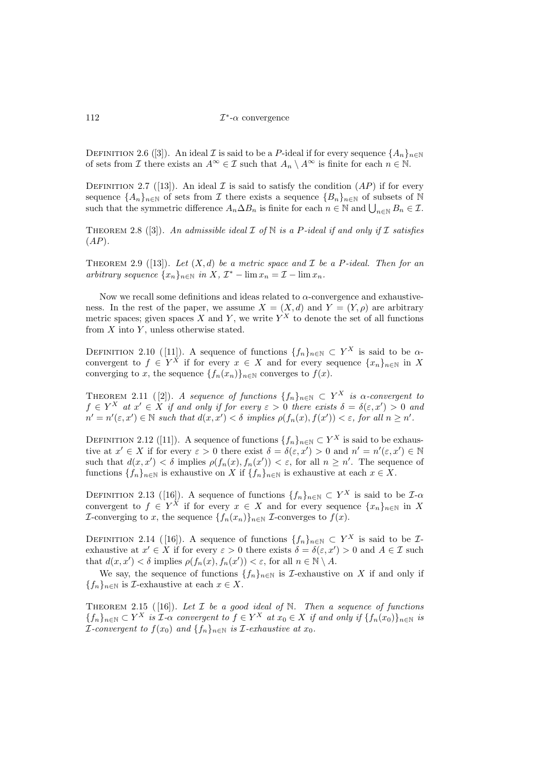Definition 2.6 ([3]). An ideal $\mathcal{I}$ is said to be a $P$-ideal if for every sequence $\{A_n\}_{n\in\mathbb{N}}$ of sets from $\mathcal{I}$ there exists an $A^\infty \in \mathcal{I}$ such that $A_n \setminus A^\infty$ is finite for each $n \in \mathbb{N}$.

Definition 2.7 ([13]). An ideal $\mathcal{I}$ is said to satisfy the condition $(AP)$ if for every sequence $\{A_n\}_{n\in\mathbb{N}}$ of sets from $\mathcal{I}$ there exists a sequence $\{B_n\}_{n\in\mathbb{N}}$ of subsets of $\mathbb{N}$ such that the symmetric difference $A_n \Delta B_n$ is finite for each $n \in \mathbb{N}$ and $\bigcup_{n\in\mathbb{N}} B_n \in \mathcal{I}$.

Theorem 2.8 ([3]). *An admissible ideal $\mathcal{I}$ of $\mathbb{N}$ is a $P$-ideal if and only if $\mathcal{I}$ satisfies $(AP)$.*

Theorem 2.9 ([13]). *Let $(X, d)$ be a metric space and $\mathcal{I}$ be a $P$-ideal. Then for an arbitrary sequence $\{x_n\}_{n\in\mathbb{N}}$ in $X$, $\mathcal{I}^* - \lim x_n = \mathcal{I} - \lim x_n$.*

Now we recall some definitions and ideas related to $\alpha$-convergence and exhaustiveness. In the rest of the paper, we assume $X = (X, d)$ and $Y = (Y, \rho)$ are arbitrary metric spaces; given spaces $X$ and $Y$, we write $Y^X$ to denote the set of all functions from $X$ into $Y$, unless otherwise stated.

Definition 2.10 ( [11]). A sequence of functions $\{f_n\}_{n\in\mathbb{N}} \subset Y^X$ is said to be $\alpha$-convergent to $f \in Y^X$ if for every $x \in X$ and for every sequence $\{x_n\}_{n\in\mathbb{N}}$ in $X$ converging to $x$, the sequence $\{f_n(x_n)\}_{n\in\mathbb{N}}$ converges to $f(x)$.

Theorem 2.11 ( [2]). *A sequence of functions $\{f_n\}_{n\in\mathbb{N}} \subset Y^X$ is $\alpha$-convergent to $f \in Y^X$ at $x' \in X$ if and only if for every $\varepsilon > 0$ there exists $\delta = \delta(\varepsilon, x') > 0$ and $n' = n'(\varepsilon, x') \in \mathbb{N}$ such that $d(x, x') < \delta$ implies $\rho(f_n(x), f(x')) < \varepsilon$, for all $n \geq n'$.*

Definition 2.12 ([11]). A sequence of functions $\{f_n\}_{n\in\mathbb{N}} \subset Y^X$ is said to be exhaustive at $x' \in X$ if for every $\varepsilon > 0$ there exist $\delta = \delta(\varepsilon, x') > 0$ and $n' = n'(\varepsilon, x') \in \mathbb{N}$ such that $d(x, x') < \delta$ implies $\rho(f_n(x), f_n(x')) < \varepsilon$, for all $n \geq n'$. The sequence of functions $\{f_n\}_{n\in\mathbb{N}}$ is exhaustive on $X$ if $\{f_n\}_{n\in\mathbb{N}}$ is exhaustive at each $x \in X$.

Definition 2.13 ([16]). A sequence of functions $\{f_n\}_{n\in\mathbb{N}} \subset Y^X$ is said to be $\mathcal{I}$-$\alpha$ convergent to $f \in Y^X$ if for every $x \in X$ and for every sequence $\{x_n\}_{n\in\mathbb{N}}$ in $X$ $\mathcal{I}$-converging to $x$, the sequence $\{f_n(x_n)\}_{n\in\mathbb{N}}$ $\mathcal{I}$-converges to $f(x)$.

Definition 2.14 ( [16]). A sequence of functions $\{f_n\}_{n\in\mathbb{N}} \subset Y^X$ is said to be $\mathcal{I}$-exhaustive at $x' \in X$ if for every $\varepsilon > 0$ there exists $\delta = \delta(\varepsilon, x') > 0$ and $A \in \mathcal{I}$ such that $d(x, x') < \delta$ implies $\rho(f_n(x), f_n(x')) < \varepsilon$, for all $n \in \mathbb{N} \setminus A$.

We say, the sequence of functions $\{f_n\}_{n\in\mathbb{N}}$ is $\mathcal{I}$-exhaustive on $X$ if and only if $\{f_n\}_{n\in\mathbb{N}}$ is $\mathcal{I}$-exhaustive at each $x \in X$.

Theorem 2.15 ( [16]). *Let $\mathcal{I}$ be a good ideal of $\mathbb{N}$. Then a sequence of functions $\{f_n\}_{n\in\mathbb{N}} \subset Y^X$ is $\mathcal{I}$-$\alpha$ convergent to $f \in Y^X$ at $x_0 \in X$ if and only if $\{f_n(x_0)\}_{n\in\mathbb{N}}$ is $\mathcal{I}$-convergent to $f(x_0)$ and $\{f_n\}_{n\in\mathbb{N}}$ is $\mathcal{I}$-exhaustive at $x_0$.*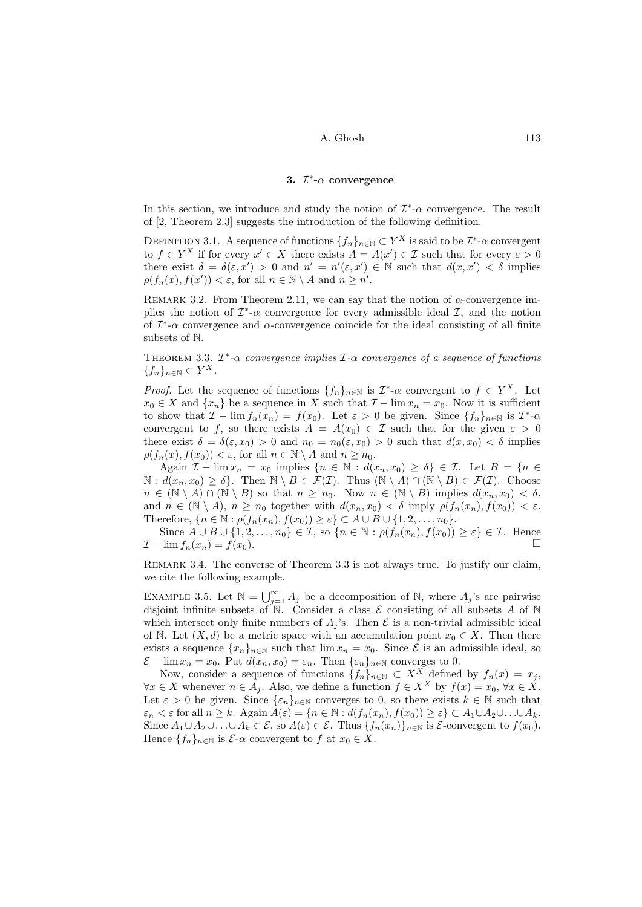## 3. $\mathcal{I}^*$-$\alpha$ convergence

In this section, we introduce and study the notion of $\mathcal{I}^*$-$\alpha$ convergence. The result of [2, Theorem 2.3] suggests the introduction of the following definition.

Definition 3.1. A sequence of functions $\{f_n\}_{n\in\mathbb{N}} \subset Y^X$ is said to be $\mathcal{I}^*$-$\alpha$ convergent to $f \in Y^X$ if for every $x' \in X$ there exists $A = A(x') \in \mathcal{I}$ such that for every $\varepsilon > 0$ there exist $\delta = \delta(\varepsilon, x') > 0$ and $n' = n'(\varepsilon, x') \in \mathbb{N}$ such that $d(x, x') < \delta$ implies $\rho(f_n(x), f(x')) < \varepsilon$, for all $n \in \mathbb{N} \setminus A$ and $n \geq n'$.

Remark 3.2. From Theorem 2.11, we can say that the notion of $\alpha$-convergence implies the notion of $\mathcal{I}^*$-$\alpha$ convergence for every admissible ideal $\mathcal{I}$, and the notion of $\mathcal{I}^*$-$\alpha$ convergence and $\alpha$-convergence coincide for the ideal consisting of all finite subsets of $\mathbb{N}$.

Theorem 3.3. *$\mathcal{I}^*$-$\alpha$ convergence implies $\mathcal{I}$-$\alpha$ convergence of a sequence of functions $\{f_n\}_{n\in\mathbb{N}} \subset Y^X$.*

*Proof.* Let the sequence of functions $\{f_n\}_{n\in\mathbb{N}}$ is $\mathcal{I}^*$-$\alpha$ convergent to $f \in Y^X$. Let $x_0 \in X$ and $\{x_n\}$ be a sequence in $X$ such that $\mathcal{I} - \lim x_n = x_0$. Now it is sufficient to show that $\mathcal{I} - \lim f_n(x_n) = f(x_0)$. Let $\varepsilon > 0$ be given. Since $\{f_n\}_{n\in\mathbb{N}}$ is $\mathcal{I}^*$-$\alpha$ convergent to $f$, so there exists $A = A(x_0) \in \mathcal{I}$ such that for the given $\varepsilon > 0$ there exist $\delta = \delta(\varepsilon, x_0) > 0$ and $n_0 = n_0(\varepsilon, x_0) > 0$ such that $d(x, x_0) < \delta$ implies $\rho(f_n(x), f(x_0)) < \varepsilon$, for all $n \in \mathbb{N} \setminus A$ and $n \geq n_0$.

Again $\mathcal{I} - \lim x_n = x_0$ implies $\{n \in \mathbb{N} : d(x_n, x_0) \geq \delta\} \in \mathcal{I}$. Let $B = \{n \in \mathbb{N} : d(x_n, x_0) \geq \delta\}$. Then $\mathbb{N} \setminus B \in \mathcal{F}(\mathcal{I})$. Thus $(\mathbb{N} \setminus A) \cap (\mathbb{N} \setminus B) \in \mathcal{F}(\mathcal{I})$. Choose $n \in (\mathbb{N} \setminus A) \cap (\mathbb{N} \setminus B)$ so that $n \geq n_0$. Now $n \in (\mathbb{N} \setminus B)$ implies $d(x_n, x_0) < \delta$, and $n \in (\mathbb{N} \setminus A)$, $n \geq n_0$ together with $d(x_n, x_0) < \delta$ imply $\rho(f_n(x_n), f(x_0)) < \varepsilon$. Therefore, $\{n \in \mathbb{N} : \rho(f_n(x_n), f(x_0)) \geq \varepsilon\} \subset A \cup B \cup \{1, 2, \ldots, n_0\}$.

Since $A \cup B \cup \{1, 2, \ldots, n_0\} \in \mathcal{I}$, so $\{n \in \mathbb{N} : \rho(f_n(x_n), f(x_0)) \geq \varepsilon\} \in \mathcal{I}$. Hence $\mathcal{I} - \lim f_n(x_n) = f(x_0)$. □

Remark 3.4. The converse of Theorem 3.3 is not always true. To justify our claim, we cite the following example.

Example 3.5. Let $\mathbb{N} = \bigcup_{j=1}^{\infty} A_j$ be a decomposition of $\mathbb{N}$, where $A_j$'s are pairwise disjoint infinite subsets of $\mathbb{N}$. Consider a class $\mathcal{E}$ consisting of all subsets $A$ of $\mathbb{N}$ which intersect only finite numbers of $A_j$'s. Then $\mathcal{E}$ is a non-trivial admissible ideal of $\mathbb{N}$. Let $(X, d)$ be a metric space with an accumulation point $x_0 \in X$. Then there exists a sequence $\{x_n\}_{n\in\mathbb{N}}$ such that $\lim x_n = x_0$. Since $\mathcal{E}$ is an admissible ideal, so $\mathcal{E} - \lim x_n = x_0$. Put $d(x_n, x_0) = \varepsilon_n$. Then $\{\varepsilon_n\}_{n\in\mathbb{N}}$ converges to 0.

Now, consider a sequence of functions $\{f_n\}_{n\in\mathbb{N}} \subset X^X$ defined by $f_n(x) = x_j$, $\forall x \in X$ whenever $n \in A_j$. Also, we define a function $f \in X^X$ by $f(x) = x_0$, $\forall x \in X$. Let $\varepsilon > 0$ be given. Since $\{\varepsilon_n\}_{n\in\mathbb{N}}$ converges to 0, so there exists $k \in \mathbb{N}$ such that $\varepsilon_n < \varepsilon$ for all $n \geq k$. Again $A(\varepsilon) = \{n \in \mathbb{N} : d(f_n(x_n), f(x_0)) \geq \varepsilon\} \subset A_1 \cup A_2 \cup \ldots \cup A_k$. Since $A_1 \cup A_2 \cup \ldots \cup A_k \in \mathcal{E}$, so $A(\varepsilon) \in \mathcal{E}$. Thus $\{f_n(x_n)\}_{n\in\mathbb{N}}$ is $\mathcal{E}$-convergent to $f(x_0)$. Hence $\{f_n\}_{n\in\mathbb{N}}$ is $\mathcal{E}$-$\alpha$ convergent to $f$ at $x_0 \in X$.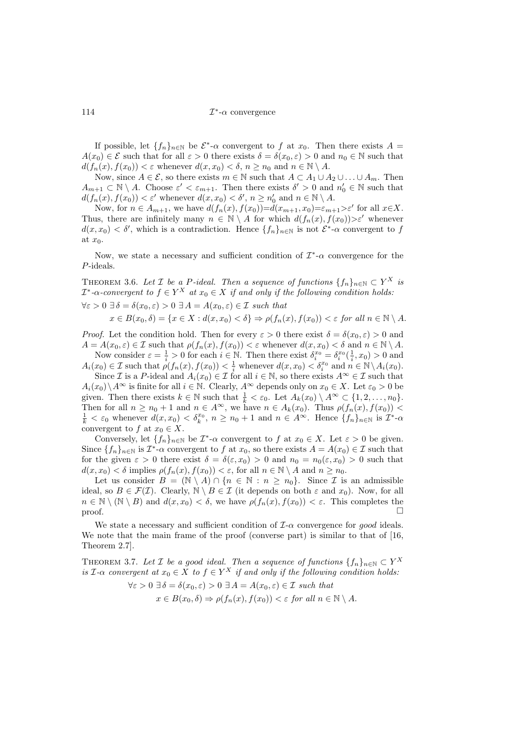If possible, let $\{f_n\}_{n\in\mathbb{N}}$ be $\mathcal{E}^*$-$\alpha$ convergent to $f$ at $x_0$. Then there exists $A = A(x_0) \in \mathcal{E}$ such that for all $\varepsilon > 0$ there exists $\delta = \delta(x_0, \varepsilon) > 0$ and $n_0 \in \mathbb{N}$ such that $d(f_n(x), f(x_0)) < \varepsilon$ whenever $d(x, x_0) < \delta$, $n \geq n_0$ and $n \in \mathbb{N} \setminus A$.

Now, since $A \in \mathcal{E}$, so there exists $m \in \mathbb{N}$ such that $A \subset A_1 \cup A_2 \cup \ldots \cup A_m$. Then $A_{m+1} \subset \mathbb{N} \setminus A$. Choose $\varepsilon' < \varepsilon_{m+1}$. Then there exists $\delta' > 0$ and $n_0' \in \mathbb{N}$ such that $d(f_n(x), f(x_0)) < \varepsilon'$ whenever $d(x, x_0) < \delta'$, $n \geq n_0'$ and $n \in \mathbb{N} \setminus A$.

Now, for $n \in A_{m+1}$, we have $d(f_n(x), f(x_0)) = d(x_{m+1}, x_0) = \varepsilon_{m+1} > \varepsilon'$ for all $x \in X$. Thus, there are infinitely many $n \in \mathbb{N} \setminus A$ for which $d(f_n(x), f(x_0)) > \varepsilon'$ whenever $d(x, x_0) < \delta'$, which is a contradiction. Hence $\{f_n\}_{n\in\mathbb{N}}$ is not $\mathcal{E}^*$-$\alpha$ convergent to $f$ at $x_0$.

Now, we state a necessary and sufficient condition of $\mathcal{I}^*$-$\alpha$ convergence for the $P$-ideals.

THEOREM 3.6. *Let $\mathcal{I}$ be a $P$-ideal. Then a sequence of functions $\{f_n\}_{n\in\mathbb{N}} \subset Y^X$ is $\mathcal{I}^*$-$\alpha$-convergent to $f \in Y^X$ at $x_0 \in X$ if and only if the following condition holds:*

$$\forall \varepsilon > 0\ \exists\, \delta = \delta(x_0, \varepsilon) > 0\ \exists\, A = A(x_0, \varepsilon) \in \mathcal{I} \text{ such that}$$
$$x \in B(x_0, \delta) = \{x \in X : d(x, x_0) < \delta\} \Rightarrow \rho(f_n(x), f(x_0)) < \varepsilon \text{ for all } n \in \mathbb{N} \setminus A.$$

*Proof.* Let the condition hold. Then for every $\varepsilon > 0$ there exist $\delta = \delta(x_0, \varepsilon) > 0$ and $A = A(x_0, \varepsilon) \in \mathcal{I}$ such that $\rho(f_n(x), f(x_0)) < \varepsilon$ whenever $d(x, x_0) < \delta$ and $n \in \mathbb{N} \setminus A$.

Now consider $\varepsilon = \frac{1}{i} > 0$ for each $i \in \mathbb{N}$. Then there exist $\delta_i^{x_0} = \delta_i^{x_0}(\frac{1}{i}, x_0) > 0$ and $A_i(x_0) \in \mathcal{I}$ such that $\rho(f_n(x), f(x_0)) < \frac{1}{i}$ whenever $d(x, x_0) < \delta_i^{x_0}$ and $n \in \mathbb{N} \setminus A_i(x_0)$.

Since $\mathcal{I}$ is a $P$-ideal and $A_i(x_0) \in \mathcal{I}$ for all $i \in \mathbb{N}$, so there exists $A^\infty \in \mathcal{I}$ such that $A_i(x_0) \setminus A^\infty$ is finite for all $i \in \mathbb{N}$. Clearly, $A^\infty$ depends only on $x_0 \in X$. Let $\varepsilon_0 > 0$ be given. Then there exists $k \in \mathbb{N}$ such that $\frac{1}{k} < \varepsilon_0$. Let $A_k(x_0) \setminus A^\infty \subset \{1, 2, \ldots, n_0\}$. Then for all $n \geq n_0 + 1$ and $n \in A^\infty$, we have $n \in A_k(x_0)$. Thus $\rho(f_n(x), f(x_0)) < \frac{1}{k} < \varepsilon_0$ whenever $d(x, x_0) < \delta_k^{x_0}$, $n \geq n_0 + 1$ and $n \in A^\infty$. Hence $\{f_n\}_{n\in\mathbb{N}}$ is $\mathcal{I}^*$-$\alpha$ convergent to $f$ at $x_0 \in X$.

Conversely, let $\{f_n\}_{n\in\mathbb{N}}$ be $\mathcal{I}^*$-$\alpha$ convergent to $f$ at $x_0 \in X$. Let $\varepsilon > 0$ be given. Since $\{f_n\}_{n\in\mathbb{N}}$ is $\mathcal{I}^*$-$\alpha$ convergent to $f$ at $x_0$, so there exists $A = A(x_0) \in \mathcal{I}$ such that for the given $\varepsilon > 0$ there exist $\delta = \delta(\varepsilon, x_0) > 0$ and $n_0 = n_0(\varepsilon, x_0) > 0$ such that $d(x, x_0) < \delta$ implies $\rho(f_n(x), f(x_0)) < \varepsilon$, for all $n \in \mathbb{N} \setminus A$ and $n \geq n_0$.

Let us consider $B = (\mathbb{N} \setminus A) \cap \{n \in \mathbb{N} : n \geq n_0\}$. Since $\mathcal{I}$ is an admissible ideal, so $B \in \mathcal{F}(\mathcal{I})$. Clearly, $\mathbb{N} \setminus B \in \mathcal{I}$ (it depends on both $\varepsilon$ and $x_0$). Now, for all $n \in \mathbb{N} \setminus (\mathbb{N} \setminus B)$ and $d(x, x_0) < \delta$, we have $\rho(f_n(x), f(x_0)) < \varepsilon$. This completes the proof. □

We state a necessary and sufficient condition of $\mathcal{I}$-$\alpha$ convergence for *good* ideals. We note that the main frame of the proof (converse part) is similar to that of [16, Theorem 2.7].

THEOREM 3.7. *Let $\mathcal{I}$ be a good ideal. Then a sequence of functions $\{f_n\}_{n\in\mathbb{N}} \subset Y^X$ is $\mathcal{I}$-$\alpha$ convergent at $x_0 \in X$ to $f \in Y^X$ if and only if the following condition holds:*

$$\forall \varepsilon > 0\ \exists\, \delta = \delta(x_0, \varepsilon) > 0\ \exists\, A = A(x_0, \varepsilon) \in \mathcal{I} \text{ such that}$$
$$x \in B(x_0, \delta) \Rightarrow \rho(f_n(x), f(x_0)) < \varepsilon \text{ for all } n \in \mathbb{N} \setminus A.$$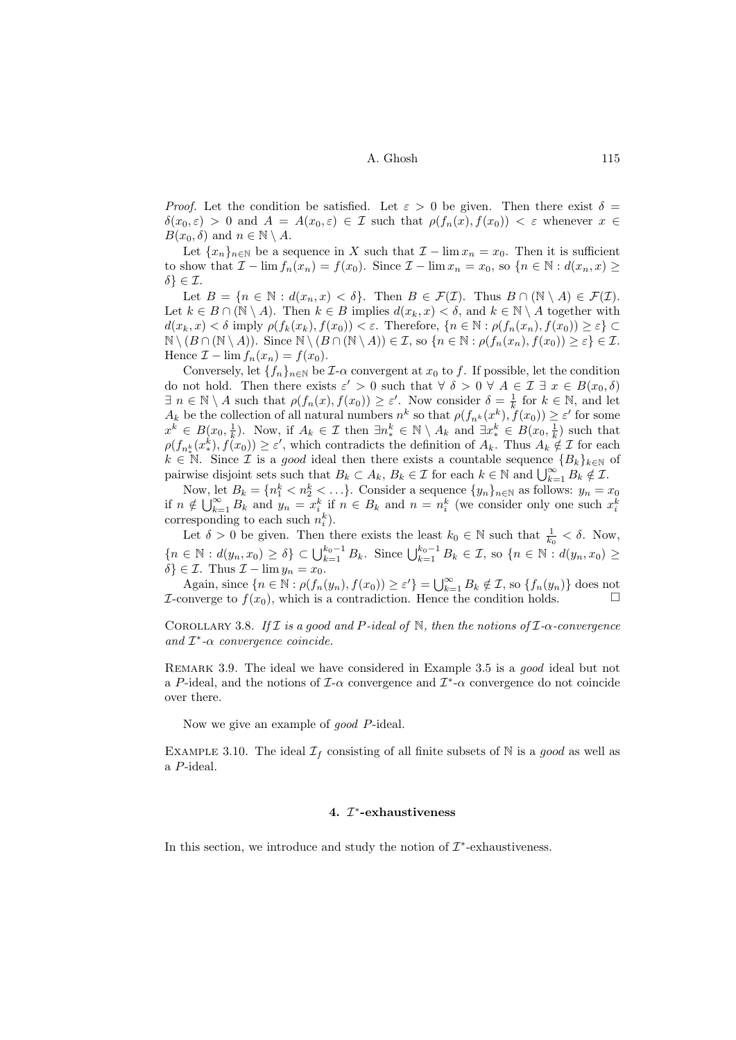*Proof.* Let the condition be satisfied. Let $\varepsilon > 0$ be given. Then there exist $\delta = \delta(x_0, \varepsilon) > 0$ and $A = A(x_0, \varepsilon) \in \mathcal{I}$ such that $\rho(f_n(x), f(x_0)) < \varepsilon$ whenever $x \in B(x_0, \delta)$ and $n \in \mathbb{N} \setminus A$.

Let $\{x_n\}_{n\in\mathbb{N}}$ be a sequence in $X$ such that $\mathcal{I} - \lim x_n = x_0$. Then it is sufficient to show that $\mathcal{I} - \lim f_n(x_n) = f(x_0)$. Since $\mathcal{I} - \lim x_n = x_0$, so $\{n \in \mathbb{N} : d(x_n, x) \geq \delta\} \in \mathcal{I}$.

Let $B = \{n \in \mathbb{N} : d(x_n, x) < \delta\}$. Then $B \in \mathcal{F}(\mathcal{I})$. Thus $B \cap (\mathbb{N} \setminus A) \in \mathcal{F}(\mathcal{I})$. Let $k \in B \cap (\mathbb{N} \setminus A)$. Then $k \in B$ implies $d(x_k, x) < \delta$, and $k \in \mathbb{N} \setminus A$ together with $d(x_k, x) < \delta$ imply $\rho(f_k(x_k), f(x_0)) < \varepsilon$. Therefore, $\{n \in \mathbb{N} : \rho(f_n(x_n), f(x_0)) \geq \varepsilon\} \subset \mathbb{N} \setminus (B \cap (\mathbb{N} \setminus A))$. Since $\mathbb{N} \setminus (B \cap (\mathbb{N} \setminus A)) \in \mathcal{I}$, so $\{n \in \mathbb{N} : \rho(f_n(x_n), f(x_0)) \geq \varepsilon\} \in \mathcal{I}$. Hence $\mathcal{I} - \lim f_n(x_n) = f(x_0)$.

Conversely, let $\{f_n\}_{n\in\mathbb{N}}$ be $\mathcal{I}$-$\alpha$ convergent at $x_0$ to $f$. If possible, let the condition do not hold. Then there exists $\varepsilon' > 0$ such that $\forall\ \delta > 0\ \forall\ A \in \mathcal{I}\ \exists\ x \in B(x_0, \delta)$ $\exists\ n \in \mathbb{N} \setminus A$ such that $\rho(f_n(x), f(x_0)) \geq \varepsilon'$. Now consider $\delta = \frac{1}{k}$ for $k \in \mathbb{N}$, and let $A_k$ be the collection of all natural numbers $n^k$ so that $\rho(f_{n^k}(x^k), f(x_0)) \geq \varepsilon'$ for some $x^k \in B(x_0, \frac{1}{k})$. Now, if $A_k \in \mathcal{I}$ then $\exists n_*^k \in \mathbb{N} \setminus A_k$ and $\exists x_*^k \in B(x_0, \frac{1}{k})$ such that $\rho(f_{n_*^k}(x_*^k), f(x_0)) \geq \varepsilon'$, which contradicts the definition of $A_k$. Thus $A_k \notin \mathcal{I}$ for each $k \in \mathbb{N}$. Since $\mathcal{I}$ is a *good* ideal then there exists a countable sequence $\{B_k\}_{k\in\mathbb{N}}$ of pairwise disjoint sets such that $B_k \subset A_k$, $B_k \in \mathcal{I}$ for each $k \in \mathbb{N}$ and $\bigcup_{k=1}^{\infty} B_k \notin \mathcal{I}$.

Now, let $B_k = \{n_1^k < n_2^k < \ldots\}$. Consider a sequence $\{y_n\}_{n\in\mathbb{N}}$ as follows: $y_n = x_0$ if $n \notin \bigcup_{k=1}^{\infty} B_k$ and $y_n = x_i^k$ if $n \in B_k$ and $n = n_i^k$ (we consider only one such $x_i^k$ corresponding to each such $n_i^k$).

Let $\delta > 0$ be given. Then there exists the least $k_0 \in \mathbb{N}$ such that $\frac{1}{k_0} < \delta$. Now, $\{n \in \mathbb{N} : d(y_n, x_0) \geq \delta\} \subset \bigcup_{k=1}^{k_0-1} B_k$. Since $\bigcup_{k=1}^{k_0-1} B_k \in \mathcal{I}$, so $\{n \in \mathbb{N} : d(y_n, x_0) \geq \delta\} \in \mathcal{I}$. Thus $\mathcal{I} - \lim y_n = x_0$.

Again, since $\{n \in \mathbb{N} : \rho(f_n(y_n), f(x_0)) \geq \varepsilon'\} = \bigcup_{k=1}^{\infty} B_k \notin \mathcal{I}$, so $\{f_n(y_n)\}$ does not $\mathcal{I}$-converge to $f(x_0)$, which is a contradiction. Hence the condition holds. $\square$

COROLLARY 3.8. *If $\mathcal{I}$ is a good and $P$-ideal of $\mathbb{N}$, then the notions of $\mathcal{I}$-$\alpha$-convergence and $\mathcal{I}^*$-$\alpha$ convergence coincide.*

REMARK 3.9. The ideal we have considered in Example 3.5 is a *good* ideal but not a $P$-ideal, and the notions of $\mathcal{I}$-$\alpha$ convergence and $\mathcal{I}^*$-$\alpha$ convergence do not coincide over there.

Now we give an example of *good* $P$-ideal.

EXAMPLE 3.10. The ideal $\mathcal{I}_f$ consisting of all finite subsets of $\mathbb{N}$ is a *good* as well as a $P$-ideal.

## 4. $\mathcal{I}^*$-exhaustiveness

In this section, we introduce and study the notion of $\mathcal{I}^*$-exhaustiveness.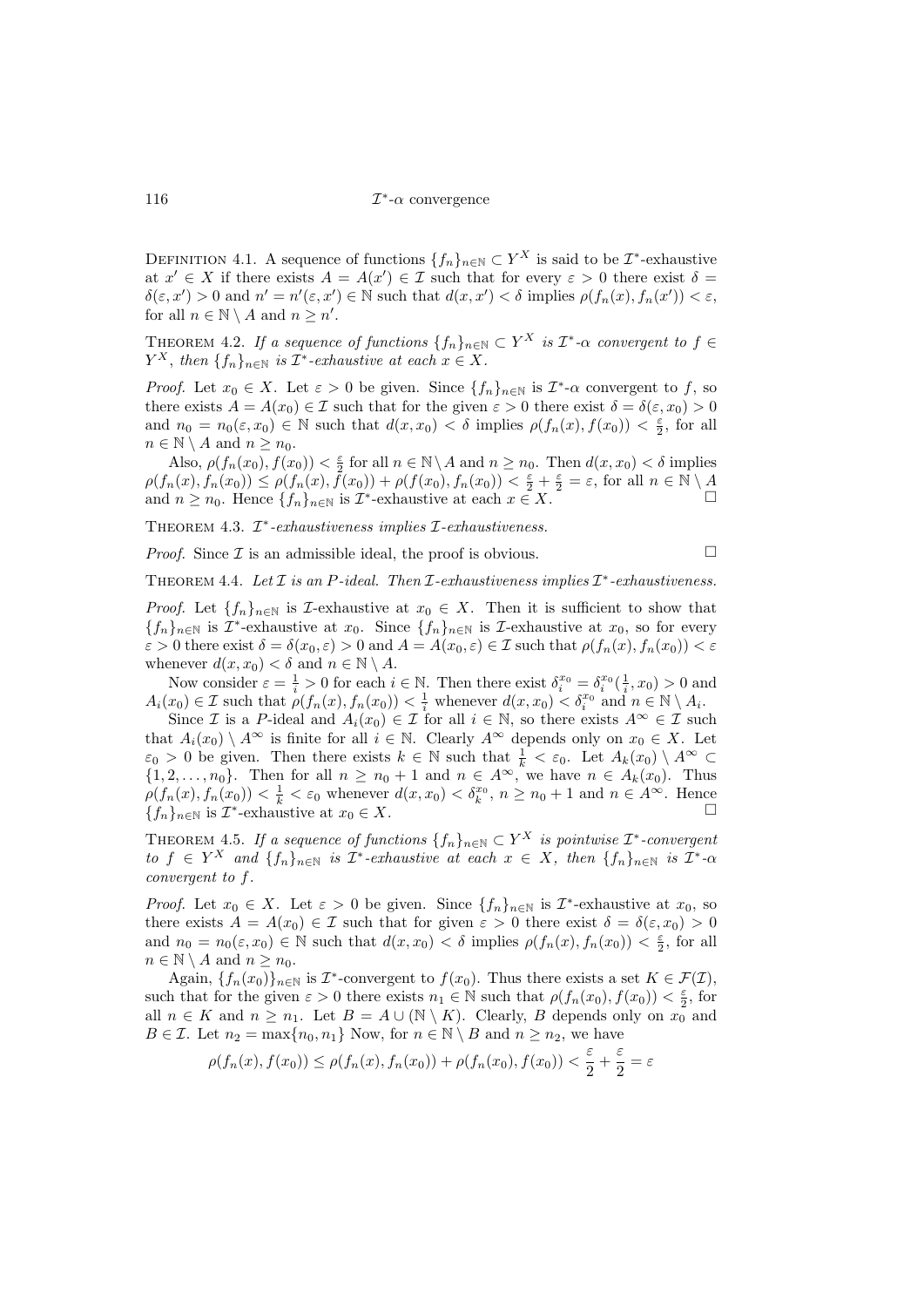**Definition 4.1.** A sequence of functions $\{f_n\}_{n\in\mathbb{N}} \subset Y^X$ is said to be $\mathcal{I}^*$-exhaustive at $x' \in X$ if there exists $A = A(x') \in \mathcal{I}$ such that for every $\varepsilon > 0$ there exist $\delta = \delta(\varepsilon, x') > 0$ and $n' = n'(\varepsilon, x') \in \mathbb{N}$ such that $d(x, x') < \delta$ implies $\rho(f_n(x), f_n(x')) < \varepsilon$, for all $n \in \mathbb{N} \setminus A$ and $n \geq n'$.

**Theorem 4.2.** *If a sequence of functions $\{f_n\}_{n\in\mathbb{N}} \subset Y^X$ is $\mathcal{I}^*$-$\alpha$ convergent to $f \in Y^X$, then $\{f_n\}_{n\in\mathbb{N}}$ is $\mathcal{I}^*$-exhaustive at each $x \in X$.*

*Proof.* Let $x_0 \in X$. Let $\varepsilon > 0$ be given. Since $\{f_n\}_{n\in\mathbb{N}}$ is $\mathcal{I}^*$-$\alpha$ convergent to $f$, so there exists $A = A(x_0) \in \mathcal{I}$ such that for the given $\varepsilon > 0$ there exist $\delta = \delta(\varepsilon, x_0) > 0$ and $n_0 = n_0(\varepsilon, x_0) \in \mathbb{N}$ such that $d(x, x_0) < \delta$ implies $\rho(f_n(x), f(x_0)) < \frac{\varepsilon}{2}$, for all $n \in \mathbb{N} \setminus A$ and $n \geq n_0$.

Also, $\rho(f_n(x_0), f(x_0)) < \frac{\varepsilon}{2}$ for all $n \in \mathbb{N} \setminus A$ and $n \geq n_0$. Then $d(x, x_0) < \delta$ implies $\rho(f_n(x), f_n(x_0)) \leq \rho(f_n(x), f(x_0)) + \rho(f(x_0), f_n(x_0)) < \frac{\varepsilon}{2} + \frac{\varepsilon}{2} = \varepsilon$, for all $n \in \mathbb{N} \setminus A$ and $n \geq n_0$. Hence $\{f_n\}_{n\in\mathbb{N}}$ is $\mathcal{I}^*$-exhaustive at each $x \in X$. $\square$

**Theorem 4.3.** *$\mathcal{I}^*$-exhaustiveness implies $\mathcal{I}$-exhaustiveness.*

*Proof.* Since $\mathcal{I}$ is an admissible ideal, the proof is obvious. $\square$

**Theorem 4.4.** *Let $\mathcal{I}$ is an $P$-ideal. Then $\mathcal{I}$-exhaustiveness implies $\mathcal{I}^*$-exhaustiveness.*

*Proof.* Let $\{f_n\}_{n\in\mathbb{N}}$ is $\mathcal{I}$-exhaustive at $x_0 \in X$. Then it is sufficient to show that $\{f_n\}_{n\in\mathbb{N}}$ is $\mathcal{I}^*$-exhaustive at $x_0$. Since $\{f_n\}_{n\in\mathbb{N}}$ is $\mathcal{I}$-exhaustive at $x_0$, so for every $\varepsilon > 0$ there exist $\delta = \delta(x_0, \varepsilon) > 0$ and $A = A(x_0, \varepsilon) \in \mathcal{I}$ such that $\rho(f_n(x), f_n(x_0)) < \varepsilon$ whenever $d(x, x_0) < \delta$ and $n \in \mathbb{N} \setminus A$.

Now consider $\varepsilon = \frac{1}{i} > 0$ for each $i \in \mathbb{N}$. Then there exist $\delta_i^{x_0} = \delta_i^{x_0}(\frac{1}{i}, x_0) > 0$ and $A_i(x_0) \in \mathcal{I}$ such that $\rho(f_n(x), f_n(x_0)) < \frac{1}{i}$ whenever $d(x, x_0) < \delta_i^{x_0}$ and $n \in \mathbb{N} \setminus A_i$.

Since $\mathcal{I}$ is a $P$-ideal and $A_i(x_0) \in \mathcal{I}$ for all $i \in \mathbb{N}$, so there exists $A^\infty \in \mathcal{I}$ such that $A_i(x_0) \setminus A^\infty$ is finite for all $i \in \mathbb{N}$. Clearly $A^\infty$ depends only on $x_0 \in X$. Let $\varepsilon_0 > 0$ be given. Then there exists $k \in \mathbb{N}$ such that $\frac{1}{k} < \varepsilon_0$. Let $A_k(x_0) \setminus A^\infty \subset \{1, 2, \ldots, n_0\}$. Then for all $n \geq n_0 + 1$ and $n \in A^\infty$, we have $n \in A_k(x_0)$. Thus $\rho(f_n(x), f_n(x_0)) < \frac{1}{k} < \varepsilon_0$ whenever $d(x, x_0) < \delta_k^{x_0}$, $n \geq n_0 + 1$ and $n \in A^\infty$. Hence $\{f_n\}_{n\in\mathbb{N}}$ is $\mathcal{I}^*$-exhaustive at $x_0 \in X$. $\square$

**Theorem 4.5.** *If a sequence of functions $\{f_n\}_{n\in\mathbb{N}} \subset Y^X$ is pointwise $\mathcal{I}^*$-convergent to $f \in Y^X$ and $\{f_n\}_{n\in\mathbb{N}}$ is $\mathcal{I}^*$-exhaustive at each $x \in X$, then $\{f_n\}_{n\in\mathbb{N}}$ is $\mathcal{I}^*$-$\alpha$ convergent to $f$.*

*Proof.* Let $x_0 \in X$. Let $\varepsilon > 0$ be given. Since $\{f_n\}_{n\in\mathbb{N}}$ is $\mathcal{I}^*$-exhaustive at $x_0$, so there exists $A = A(x_0) \in \mathcal{I}$ such that for given $\varepsilon > 0$ there exist $\delta = \delta(\varepsilon, x_0) > 0$ and $n_0 = n_0(\varepsilon, x_0) \in \mathbb{N}$ such that $d(x, x_0) < \delta$ implies $\rho(f_n(x), f_n(x_0)) < \frac{\varepsilon}{2}$, for all $n \in \mathbb{N} \setminus A$ and $n \geq n_0$.

Again, $\{f_n(x_0)\}_{n\in\mathbb{N}}$ is $\mathcal{I}^*$-convergent to $f(x_0)$. Thus there exists a set $K \in \mathcal{F}(\mathcal{I})$, such that for the given $\varepsilon > 0$ there exists $n_1 \in \mathbb{N}$ such that $\rho(f_n(x_0), f(x_0)) < \frac{\varepsilon}{2}$, for all $n \in K$ and $n \geq n_1$. Let $B = A \cup (\mathbb{N} \setminus K)$. Clearly, $B$ depends only on $x_0$ and $B \in \mathcal{I}$. Let $n_2 = \max\{n_0, n_1\}$ Now, for $n \in \mathbb{N} \setminus B$ and $n \geq n_2$, we have

$$\rho(f_n(x), f(x_0)) \leq \rho(f_n(x), f_n(x_0)) + \rho(f_n(x_0), f(x_0)) < \frac{\varepsilon}{2} + \frac{\varepsilon}{2} = \varepsilon$$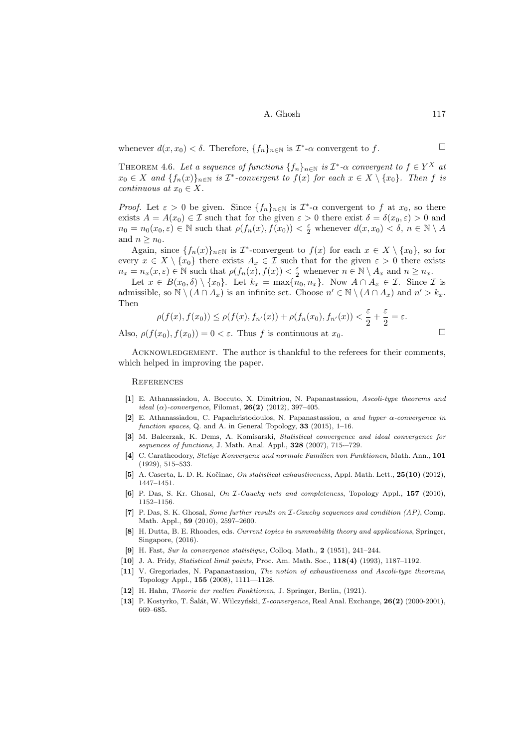whenever $d(x, x_0) < \delta$. Therefore, $\{f_n\}_{n\in\mathbb{N}}$ is $\mathcal{I}^*$-$\alpha$ convergent to $f$. $\square$

THEOREM 4.6. *Let a sequence of functions $\{f_n\}_{n\in\mathbb{N}}$ is $\mathcal{I}^*$-$\alpha$ convergent to $f \in Y^X$ at $x_0 \in X$ and $\{f_n(x)\}_{n\in\mathbb{N}}$ is $\mathcal{I}^*$-convergent to $f(x)$ for each $x \in X \setminus \{x_0\}$. Then $f$ is continuous at $x_0 \in X$.*

*Proof.* Let $\varepsilon > 0$ be given. Since $\{f_n\}_{n\in\mathbb{N}}$ is $\mathcal{I}^*$-$\alpha$ convergent to $f$ at $x_0$, so there exists $A = A(x_0) \in \mathcal{I}$ such that for the given $\varepsilon > 0$ there exist $\delta = \delta(x_0, \varepsilon) > 0$ and $n_0 = n_0(x_0, \varepsilon) \in \mathbb{N}$ such that $\rho(f_n(x), f(x_0)) < \frac{\varepsilon}{2}$ whenever $d(x, x_0) < \delta$, $n \in \mathbb{N} \setminus A$ and $n \geq n_0$.

Again, since $\{f_n(x)\}_{n\in\mathbb{N}}$ is $\mathcal{I}^*$-convergent to $f(x)$ for each $x \in X \setminus \{x_0\}$, so for every $x \in X \setminus \{x_0\}$ there exists $A_x \in \mathcal{I}$ such that for the given $\varepsilon > 0$ there exists $n_x = n_x(x, \varepsilon) \in \mathbb{N}$ such that $\rho(f_n(x), f(x)) < \frac{\varepsilon}{2}$ whenever $n \in \mathbb{N} \setminus A_x$ and $n \geq n_x$.

Let $x \in B(x_0, \delta) \setminus \{x_0\}$. Let $k_x = \max\{n_0, n_x\}$. Now $A \cap A_x \in \mathcal{I}$. Since $\mathcal{I}$ is admissible, so $\mathbb{N} \setminus (A \cap A_x)$ is an infinite set. Choose $n' \in \mathbb{N} \setminus (A \cap A_x)$ and $n' > k_x$. Then

$$\rho(f(x), f(x_0)) \leq \rho(f(x), f_{n'}(x)) + \rho(f_n(x_0), f_{n'}(x)) < \frac{\varepsilon}{2} + \frac{\varepsilon}{2} = \varepsilon.$$

Also, $\rho(f(x_0), f(x_0)) = 0 < \varepsilon$. Thus $f$ is continuous at $x_0$. $\square$

ACKNOWLEDGEMENT. The author is thankful to the referees for their comments, which helped in improving the paper.

## REFERENCES

[1] E. Athanassiadou, A. Boccuto, X. Dimitriou, N. Papanastassiou, *Ascoli-type theorems and ideal (α)-convergence*, Filomat, **26(2)** (2012), 397–405.

[2] E. Athanassiadou, C. Papachristodoulos, N. Papanastassiou, *α and hyper α-convergence in function spaces*, Q. and A. in General Topology, **33** (2015), 1–16.

[3] M. Balcerzak, K. Dems, A. Komisarski, *Statistical convergence and ideal convergence for sequences of functions*, J. Math. Anal. Appl., **328** (2007), 715-–729.

[4] C. Caratheodory, *Stetige Konvergenz und normale Familien von Funktionen*, Math. Ann., **101** (1929), 515–533.

[5] A. Caserta, L. D. R. Kočinac, *On statistical exhaustiveness*, Appl. Math. Lett., **25(10)** (2012), 1447–1451.

[6] P. Das, S. Kr. Ghosal, *On $\mathcal{I}$-Cauchy nets and completeness*, Topology Appl., **157** (2010), 1152–1156.

[7] P. Das, S. K. Ghosal, *Some further results on $\mathcal{I}$-Cauchy sequences and condition (AP)*, Comp. Math. Appl., **59** (2010), 2597–2600.

[8] H. Dutta, B. E. Rhoades, eds. *Current topics in summability theory and applications*, Springer, Singapore, (2016).

[9] H. Fast, *Sur la convergence statistique*, Colloq. Math., **2** (1951), 241–244.

[10] J. A. Fridy, *Statistical limit points*, Proc. Am. Math. Soc., **118(4)** (1993), 1187–1192.

[11] V. Gregoriades, N. Papanastassiou, *The notion of exhaustiveness and Ascoli-type theorems*, Topology Appl., **155** (2008), 1111—1128.

[12] H. Hahn, *Theorie der reellen Funktionen*, J. Springer, Berlin, (1921).

[13] P. Kostyrko, T. Šalát, W. Wilczyński, *$\mathcal{I}$-convergence*, Real Anal. Exchange, **26(2)** (2000-2001), 669–685.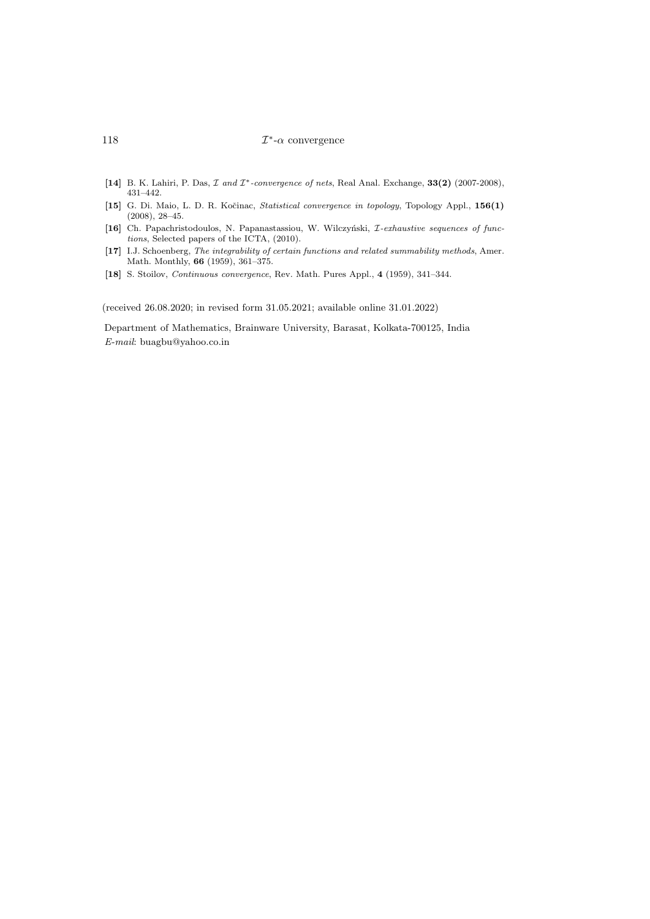**[14]** B. K. Lahiri, P. Das, *$\mathcal{I}$ and $\mathcal{I}^*$-convergence of nets*, Real Anal. Exchange, **33(2)** (2007-2008), 431–442.

**[15]** G. Di. Maio, L. D. R. Kočinac, *Statistical convergence in topology*, Topology Appl., **156(1)** (2008), 28–45.

**[16]** Ch. Papachristodoulos, N. Papanastassiou, W. Wilczyński, *$\mathcal{I}$-exhaustive sequences of functions*, Selected papers of the ICTA, (2010).

**[17]** I.J. Schoenberg, *The integrability of certain functions and related summability methods*, Amer. Math. Monthly, **66** (1959), 361–375.

**[18]** S. Stoilov, *Continuous convergence*, Rev. Math. Pures Appl., **4** (1959), 341–344.

(received 26.08.2020; in revised form 31.05.2021; available online 31.01.2022)

Department of Mathematics, Brainware University, Barasat, Kolkata-700125, India
*E-mail*: buagbu@yahoo.co.in